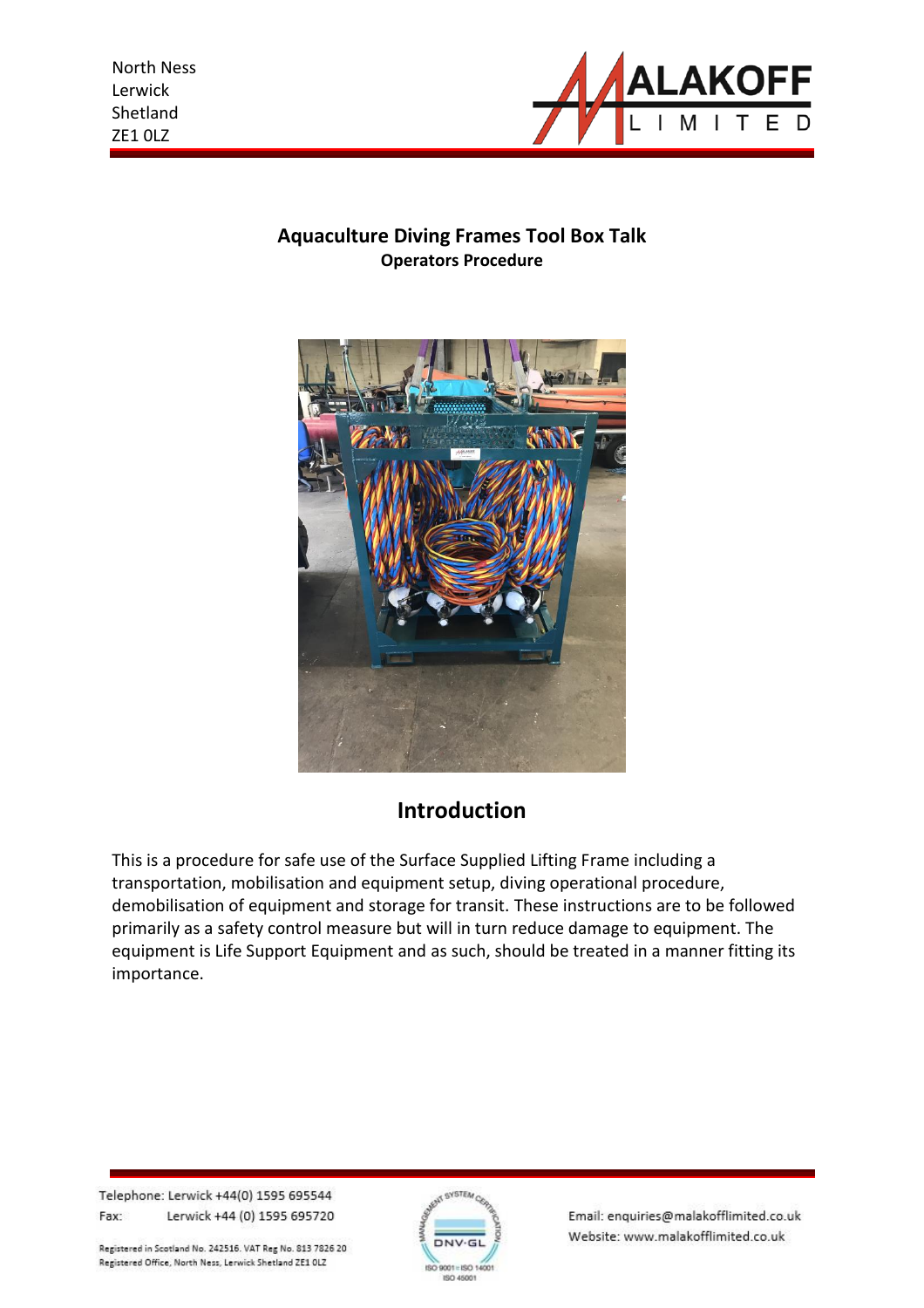North Ness
Lerwick
Shetland
ZE1 0LZ

# Aquaculture Diving Frames Tool Box Talk

**Operators Procedure**

## Introduction

This is a procedure for safe use of the Surface Supplied Lifting Frame including a transportation, mobilisation and equipment setup, diving operational procedure, demobilisation of equipment and storage for transit. These instructions are to be followed primarily as a safety control measure but will in turn reduce damage to equipment. The equipment is Life Support Equipment and as such, should be treated in a manner fitting its importance.

Telephone: Lerwick +44(0) 1595 695544
Fax: Lerwick +44 (0) 1595 695720

Registered in Scotland No. 242516. VAT Reg No. 813 7826 20
Registered Office, North Ness, Lerwick Shetland ZE1 0LZ

Email: enquiries@malakofflimited.co.uk
Website: www.malakofflimited.co.uk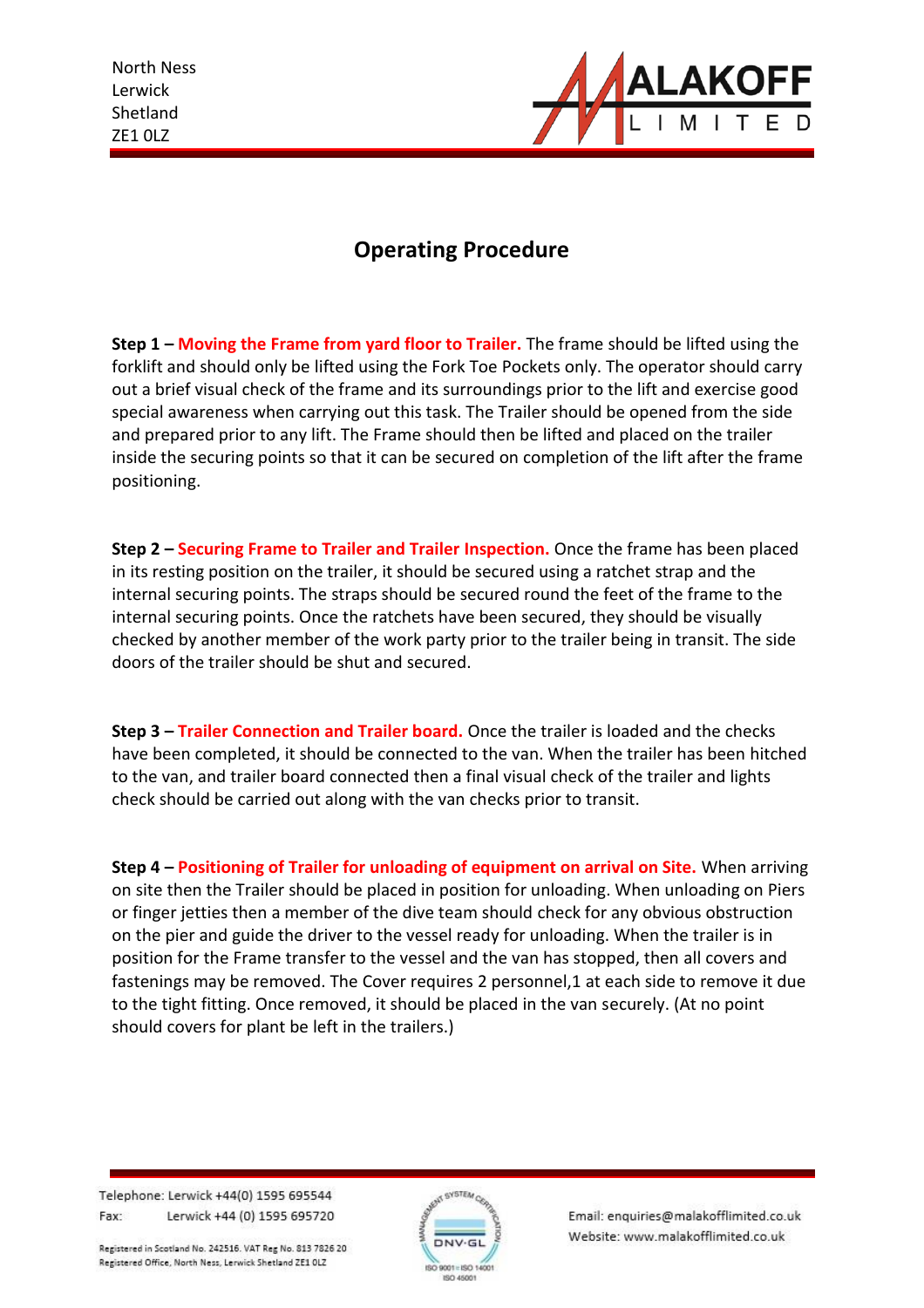# Operating Procedure

**Step 1 – Moving the Frame from yard floor to Trailer.** The frame should be lifted using the forklift and should only be lifted using the Fork Toe Pockets only. The operator should carry out a brief visual check of the frame and its surroundings prior to the lift and exercise good special awareness when carrying out this task. The Trailer should be opened from the side and prepared prior to any lift. The Frame should then be lifted and placed on the trailer inside the securing points so that it can be secured on completion of the lift after the frame positioning.

**Step 2 – Securing Frame to Trailer and Trailer Inspection.** Once the frame has been placed in its resting position on the trailer, it should be secured using a ratchet strap and the internal securing points. The straps should be secured round the feet of the frame to the internal securing points. Once the ratchets have been secured, they should be visually checked by another member of the work party prior to the trailer being in transit. The side doors of the trailer should be shut and secured.

**Step 3 – Trailer Connection and Trailer board.** Once the trailer is loaded and the checks have been completed, it should be connected to the van. When the trailer has been hitched to the van, and trailer board connected then a final visual check of the trailer and lights check should be carried out along with the van checks prior to transit.

**Step 4 – Positioning of Trailer for unloading of equipment on arrival on Site.** When arriving on site then the Trailer should be placed in position for unloading. When unloading on Piers or finger jetties then a member of the dive team should check for any obvious obstruction on the pier and guide the driver to the vessel ready for unloading. When the trailer is in position for the Frame transfer to the vessel and the van has stopped, then all covers and fastenings may be removed. The Cover requires 2 personnel,1 at each side to remove it due to the tight fitting. Once removed, it should be placed in the van securely. (At no point should covers for plant be left in the trailers.)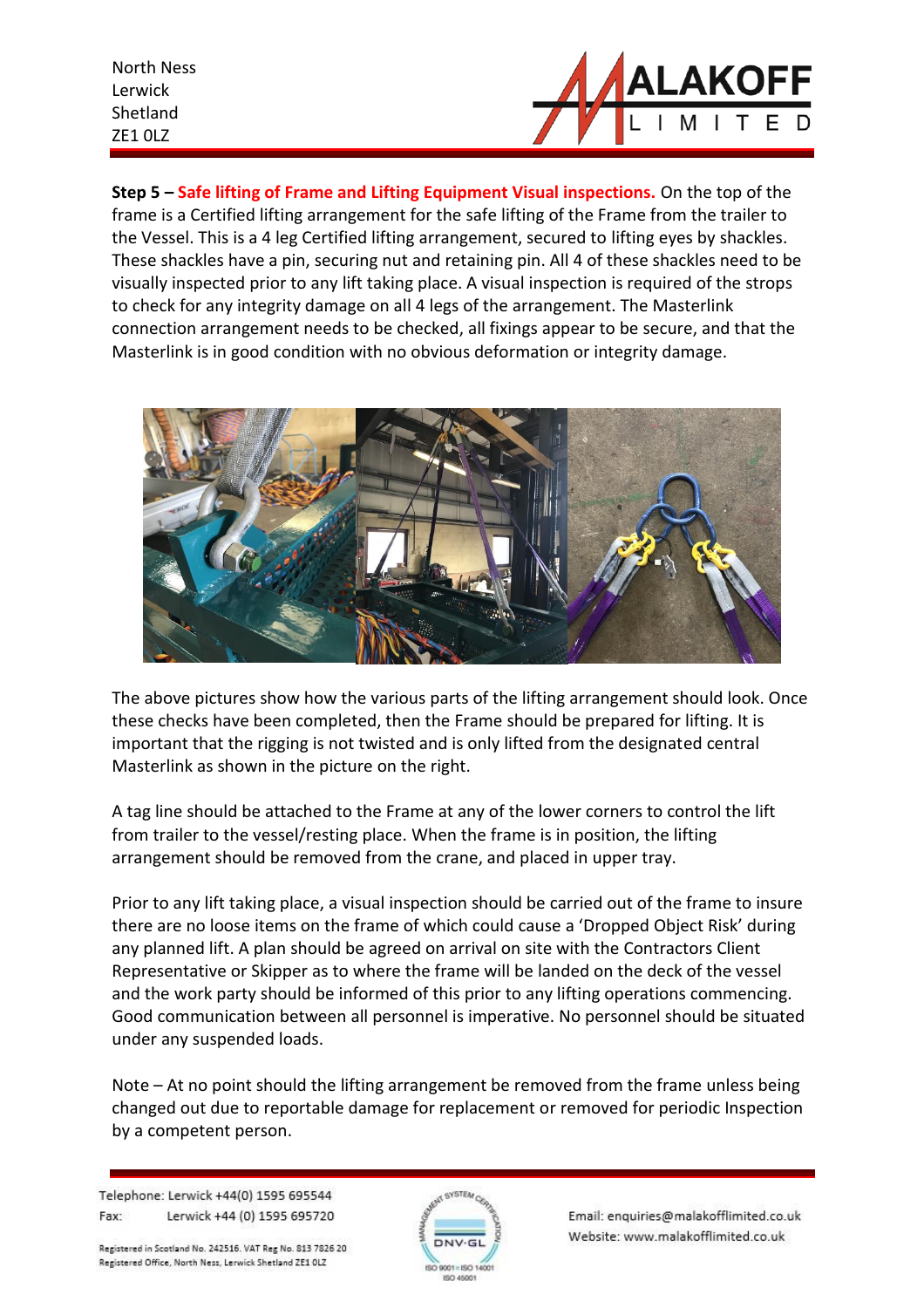**Step 5 – Safe lifting of Frame and Lifting Equipment Visual inspections.** On the top of the frame is a Certified lifting arrangement for the safe lifting of the Frame from the trailer to the Vessel. This is a 4 leg Certified lifting arrangement, secured to lifting eyes by shackles. These shackles have a pin, securing nut and retaining pin. All 4 of these shackles need to be visually inspected prior to any lift taking place. A visual inspection is required of the strops to check for any integrity damage on all 4 legs of the arrangement. The Masterlink connection arrangement needs to be checked, all fixings appear to be secure, and that the Masterlink is in good condition with no obvious deformation or integrity damage.

The above pictures show how the various parts of the lifting arrangement should look. Once these checks have been completed, then the Frame should be prepared for lifting. It is important that the rigging is not twisted and is only lifted from the designated central Masterlink as shown in the picture on the right.

A tag line should be attached to the Frame at any of the lower corners to control the lift from trailer to the vessel/resting place. When the frame is in position, the lifting arrangement should be removed from the crane, and placed in upper tray.

Prior to any lift taking place, a visual inspection should be carried out of the frame to insure there are no loose items on the frame of which could cause a 'Dropped Object Risk' during any planned lift. A plan should be agreed on arrival on site with the Contractors Client Representative or Skipper as to where the frame will be landed on the deck of the vessel and the work party should be informed of this prior to any lifting operations commencing. Good communication between all personnel is imperative. No personnel should be situated under any suspended loads.

Note – At no point should the lifting arrangement be removed from the frame unless being changed out due to reportable damage for replacement or removed for periodic Inspection by a competent person.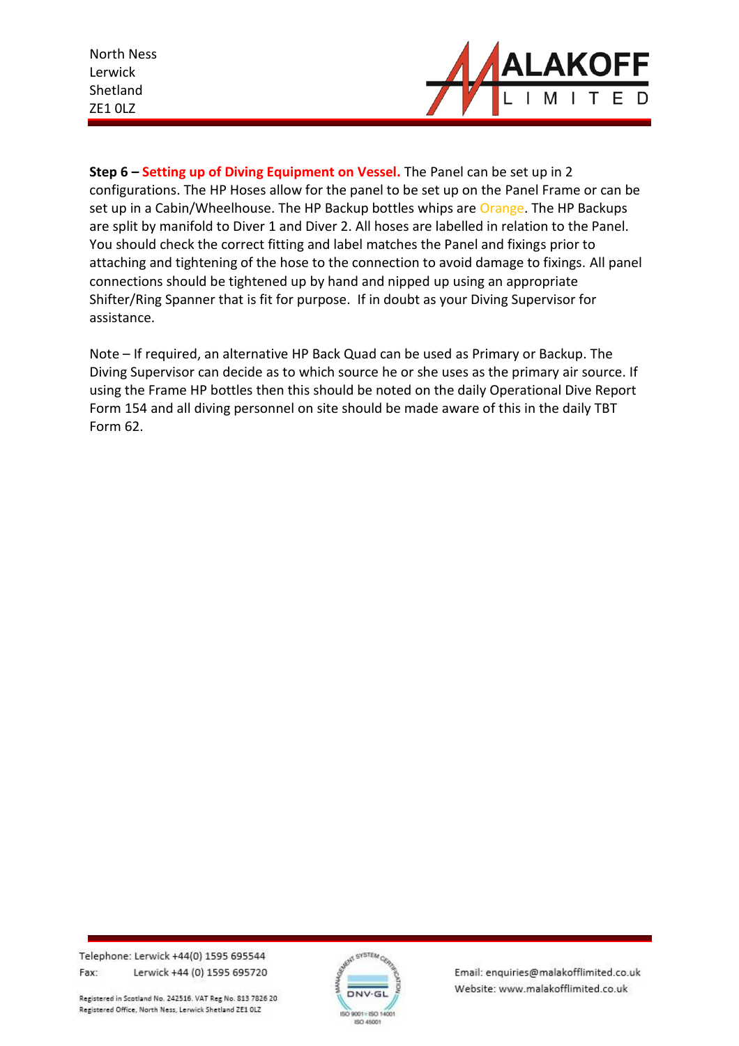**Step 6 – Setting up of Diving Equipment on Vessel.** The Panel can be set up in 2 configurations. The HP Hoses allow for the panel to be set up on the Panel Frame or can be set up in a Cabin/Wheelhouse. The HP Backup bottles whips are Orange. The HP Backups are split by manifold to Diver 1 and Diver 2. All hoses are labelled in relation to the Panel. You should check the correct fitting and label matches the Panel and fixings prior to attaching and tightening of the hose to the connection to avoid damage to fixings. All panel connections should be tightened up by hand and nipped up using an appropriate Shifter/Ring Spanner that is fit for purpose. If in doubt as your Diving Supervisor for assistance.

Note – If required, an alternative HP Back Quad can be used as Primary or Backup. The Diving Supervisor can decide as to which source he or she uses as the primary air source. If using the Frame HP bottles then this should be noted on the daily Operational Dive Report Form 154 and all diving personnel on site should be made aware of this in the daily TBT Form 62.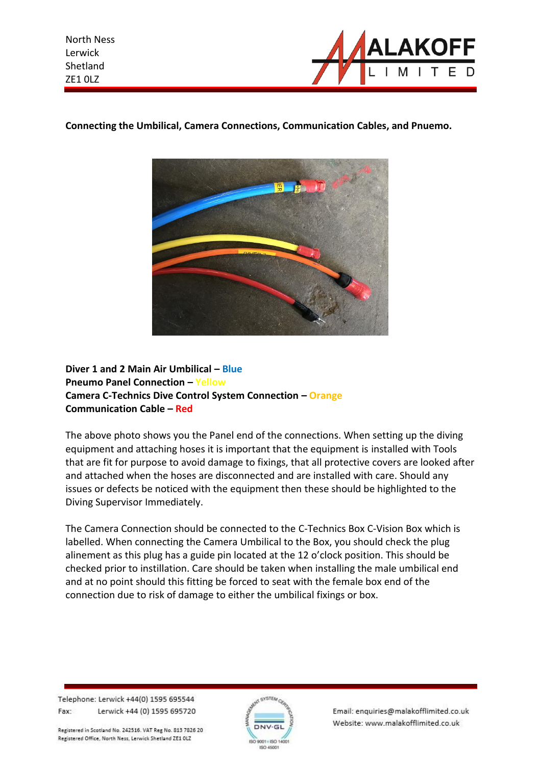**Connecting the Umbilical, Camera Connections, Communication Cables, and Pnuemo.**

**Diver 1 and 2 Main Air Umbilical – Blue**
**Pneumo Panel Connection – Yellow**
**Camera C-Technics Dive Control System Connection – Orange**
**Communication Cable – Red**

The above photo shows you the Panel end of the connections. When setting up the diving equipment and attaching hoses it is important that the equipment is installed with Tools that are fit for purpose to avoid damage to fixings, that all protective covers are looked after and attached when the hoses are disconnected and are installed with care. Should any issues or defects be noticed with the equipment then these should be highlighted to the Diving Supervisor Immediately.

The Camera Connection should be connected to the C-Technics Box C-Vision Box which is labelled. When connecting the Camera Umbilical to the Box, you should check the plug alinement as this plug has a guide pin located at the 12 o'clock position. This should be checked prior to instillation. Care should be taken when installing the male umbilical end and at no point should this fitting be forced to seat with the female box end of the connection due to risk of damage to either the umbilical fixings or box.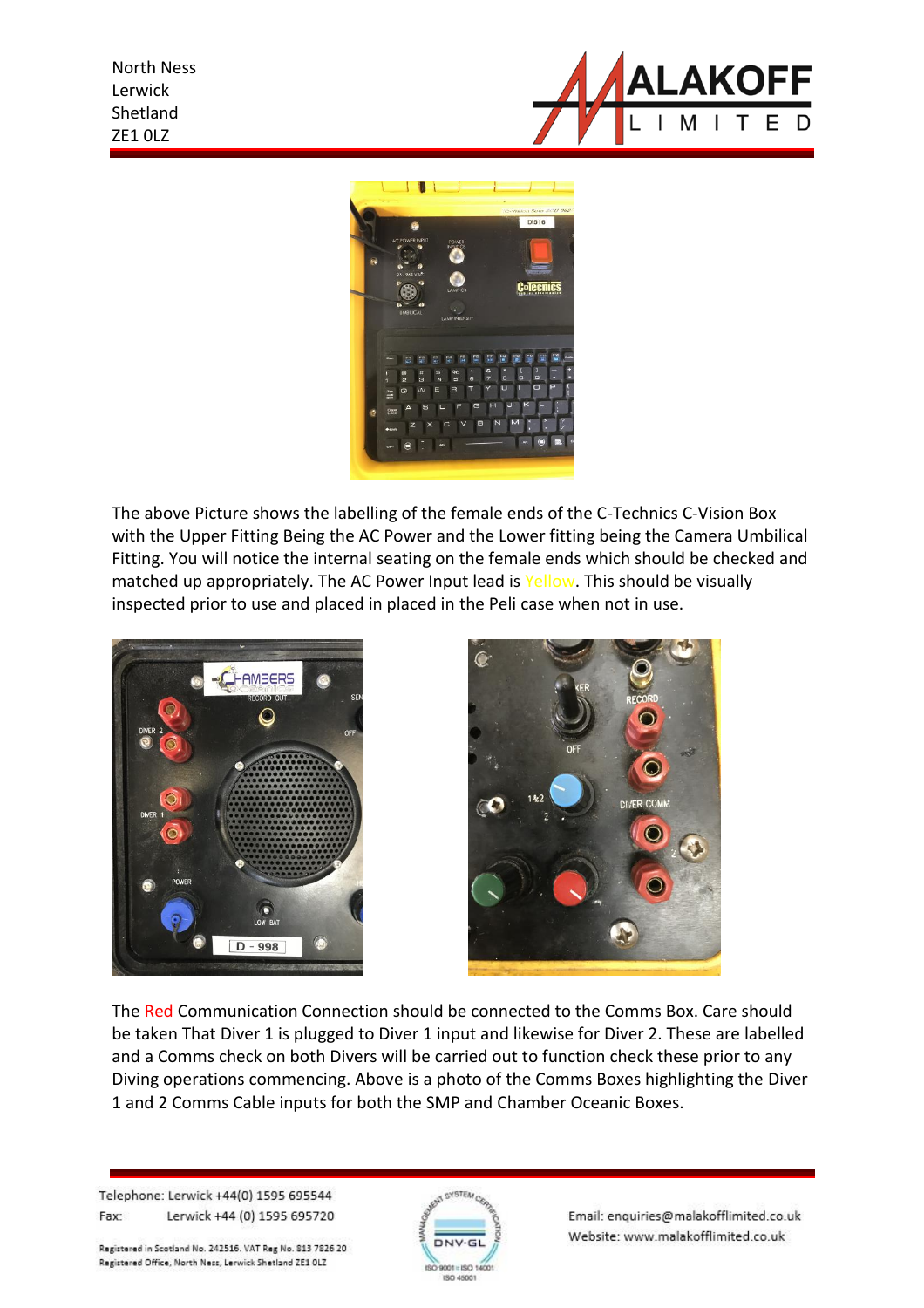The above Picture shows the labelling of the female ends of the C-Technics C-Vision Box with the Upper Fitting Being the AC Power and the Lower fitting being the Camera Umbilical Fitting. You will notice the internal seating on the female ends which should be checked and matched up appropriately. The AC Power Input lead is Yellow. This should be visually inspected prior to use and placed in placed in the Peli case when not in use.

The Red Communication Connection should be connected to the Comms Box. Care should be taken That Diver 1 is plugged to Diver 1 input and likewise for Diver 2. These are labelled and a Comms check on both Divers will be carried out to function check these prior to any Diving operations commencing. Above is a photo of the Comms Boxes highlighting the Diver 1 and 2 Comms Cable inputs for both the SMP and Chamber Oceanic Boxes.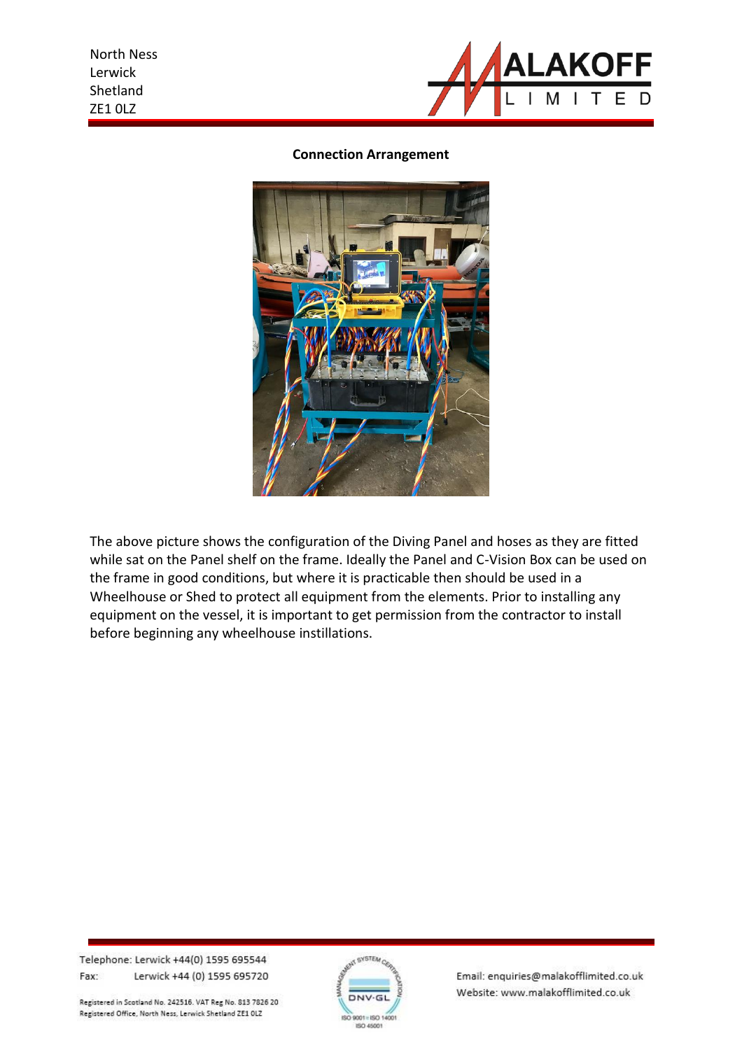**Connection Arrangement**

The above picture shows the configuration of the Diving Panel and hoses as they are fitted while sat on the Panel shelf on the frame. Ideally the Panel and C-Vision Box can be used on the frame in good conditions, but where it is practicable then should be used in a Wheelhouse or Shed to protect all equipment from the elements. Prior to installing any equipment on the vessel, it is important to get permission from the contractor to install before beginning any wheelhouse instillations.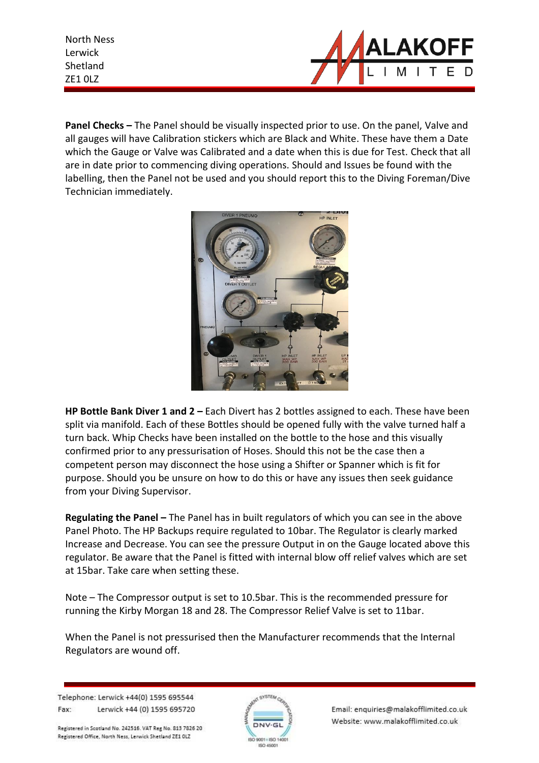**Panel Checks –** The Panel should be visually inspected prior to use. On the panel, Valve and all gauges will have Calibration stickers which are Black and White. These have them a Date which the Gauge or Valve was Calibrated and a date when this is due for Test. Check that all are in date prior to commencing diving operations. Should and Issues be found with the labelling, then the Panel not be used and you should report this to the Diving Foreman/Dive Technician immediately.

**HP Bottle Bank Diver 1 and 2 –** Each Divert has 2 bottles assigned to each. These have been split via manifold. Each of these Bottles should be opened fully with the valve turned half a turn back. Whip Checks have been installed on the bottle to the hose and this visually confirmed prior to any pressurisation of Hoses. Should this not be the case then a competent person may disconnect the hose using a Shifter or Spanner which is fit for purpose. Should you be unsure on how to do this or have any issues then seek guidance from your Diving Supervisor.

**Regulating the Panel –** The Panel has in built regulators of which you can see in the above Panel Photo. The HP Backups require regulated to 10bar. The Regulator is clearly marked Increase and Decrease. You can see the pressure Output in on the Gauge located above this regulator. Be aware that the Panel is fitted with internal blow off relief valves which are set at 15bar. Take care when setting these.

Note – The Compressor output is set to 10.5bar. This is the recommended pressure for running the Kirby Morgan 18 and 28. The Compressor Relief Valve is set to 11bar.

When the Panel is not pressurised then the Manufacturer recommends that the Internal Regulators are wound off.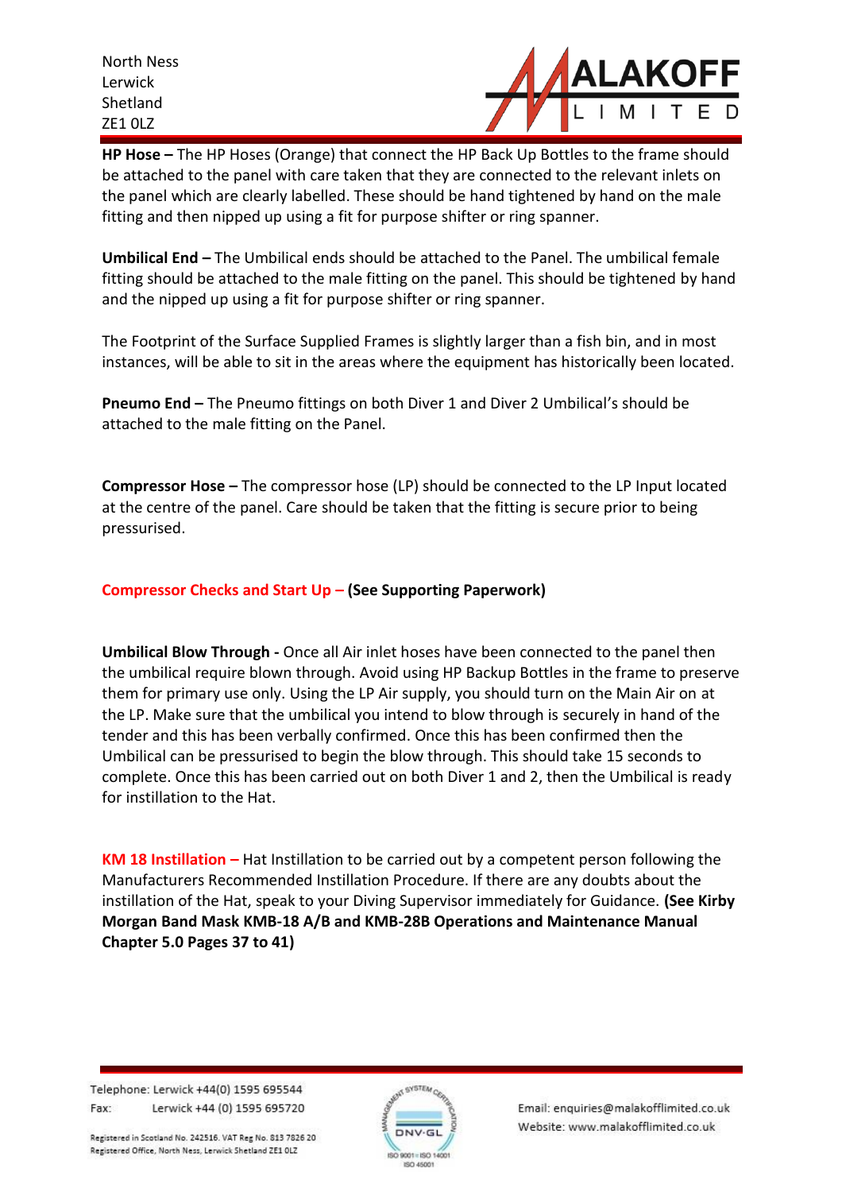**HP Hose –** The HP Hoses (Orange) that connect the HP Back Up Bottles to the frame should be attached to the panel with care taken that they are connected to the relevant inlets on the panel which are clearly labelled. These should be hand tightened by hand on the male fitting and then nipped up using a fit for purpose shifter or ring spanner.

**Umbilical End –** The Umbilical ends should be attached to the Panel. The umbilical female fitting should be attached to the male fitting on the panel. This should be tightened by hand and the nipped up using a fit for purpose shifter or ring spanner.

The Footprint of the Surface Supplied Frames is slightly larger than a fish bin, and in most instances, will be able to sit in the areas where the equipment has historically been located.

**Pneumo End –** The Pneumo fittings on both Diver 1 and Diver 2 Umbilical's should be attached to the male fitting on the Panel.

**Compressor Hose –** The compressor hose (LP) should be connected to the LP Input located at the centre of the panel. Care should be taken that the fitting is secure prior to being pressurised.

**Compressor Checks and Start Up – (See Supporting Paperwork)**

**Umbilical Blow Through -** Once all Air inlet hoses have been connected to the panel then the umbilical require blown through. Avoid using HP Backup Bottles in the frame to preserve them for primary use only. Using the LP Air supply, you should turn on the Main Air on at the LP. Make sure that the umbilical you intend to blow through is securely in hand of the tender and this has been verbally confirmed. Once this has been confirmed then the Umbilical can be pressurised to begin the blow through. This should take 15 seconds to complete. Once this has been carried out on both Diver 1 and 2, then the Umbilical is ready for instillation to the Hat.

**KM 18 Instillation –** Hat Instillation to be carried out by a competent person following the Manufacturers Recommended Instillation Procedure. If there are any doubts about the instillation of the Hat, speak to your Diving Supervisor immediately for Guidance. **(See Kirby Morgan Band Mask KMB-18 A/B and KMB-28B Operations and Maintenance Manual Chapter 5.0 Pages 37 to 41)**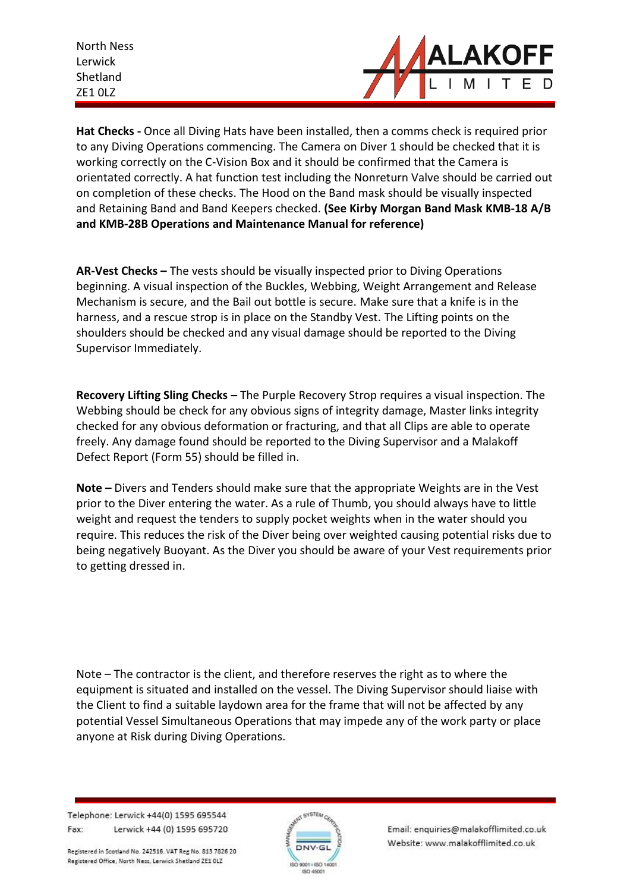**Hat Checks -** Once all Diving Hats have been installed, then a comms check is required prior to any Diving Operations commencing. The Camera on Diver 1 should be checked that it is working correctly on the C-Vision Box and it should be confirmed that the Camera is orientated correctly. A hat function test including the Nonreturn Valve should be carried out on completion of these checks. The Hood on the Band mask should be visually inspected and Retaining Band and Band Keepers checked. **(See Kirby Morgan Band Mask KMB-18 A/B and KMB-28B Operations and Maintenance Manual for reference)**

**AR-Vest Checks –** The vests should be visually inspected prior to Diving Operations beginning. A visual inspection of the Buckles, Webbing, Weight Arrangement and Release Mechanism is secure, and the Bail out bottle is secure. Make sure that a knife is in the harness, and a rescue strop is in place on the Standby Vest. The Lifting points on the shoulders should be checked and any visual damage should be reported to the Diving Supervisor Immediately.

**Recovery Lifting Sling Checks –** The Purple Recovery Strop requires a visual inspection. The Webbing should be check for any obvious signs of integrity damage, Master links integrity checked for any obvious deformation or fracturing, and that all Clips are able to operate freely. Any damage found should be reported to the Diving Supervisor and a Malakoff Defect Report (Form 55) should be filled in.

**Note –** Divers and Tenders should make sure that the appropriate Weights are in the Vest prior to the Diver entering the water. As a rule of Thumb, you should always have to little weight and request the tenders to supply pocket weights when in the water should you require. This reduces the risk of the Diver being over weighted causing potential risks due to being negatively Buoyant. As the Diver you should be aware of your Vest requirements prior to getting dressed in.

Note – The contractor is the client, and therefore reserves the right as to where the equipment is situated and installed on the vessel. The Diving Supervisor should liaise with the Client to find a suitable laydown area for the frame that will not be affected by any potential Vessel Simultaneous Operations that may impede any of the work party or place anyone at Risk during Diving Operations.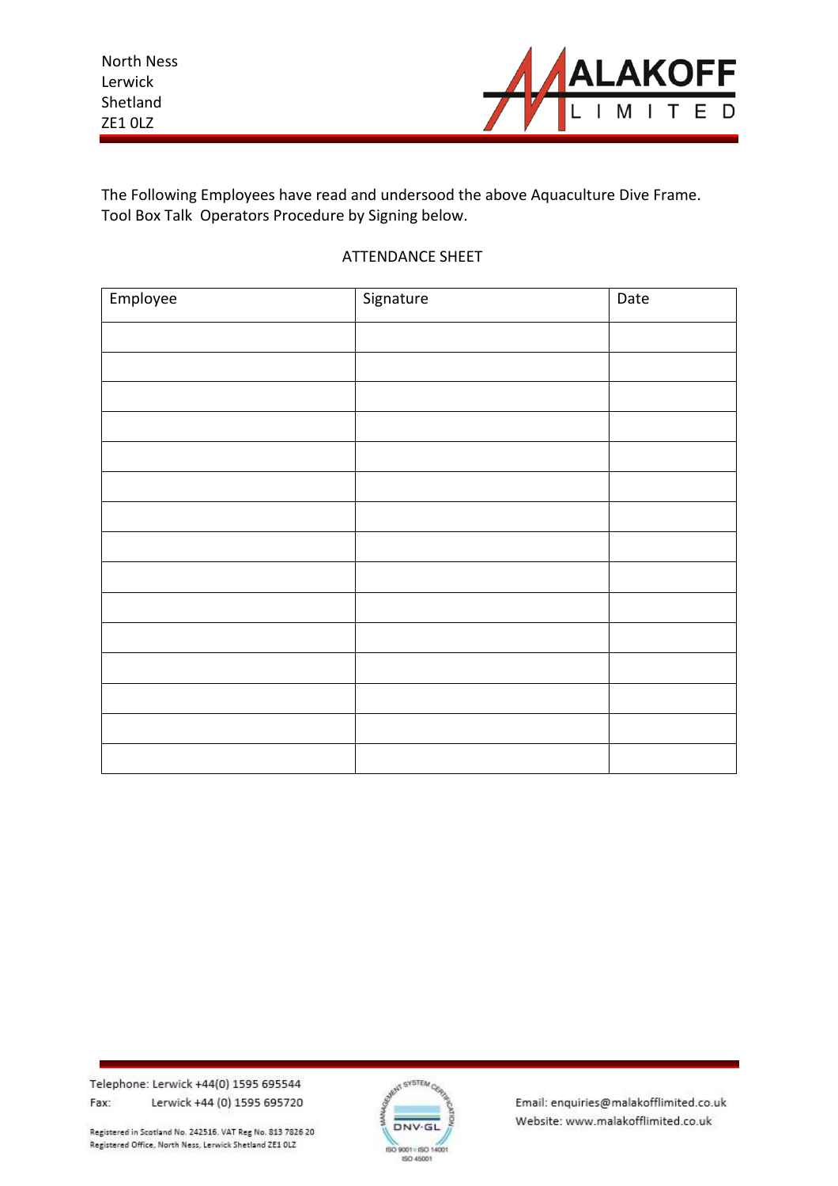North Ness
Lerwick
Shetland
ZE1 0LZ

The Following Employees have read and undersood the above Aquaculture Dive Frame. Tool Box Talk Operators Procedure by Signing below.

ATTENDANCE SHEET

| Employee | Signature | Date |
| --- | --- | --- |
| | | |
| | | |
| | | |
| | | |
| | | |
| | | |
| | | |
| | | |
| | | |
| | | |
| | | |
| | | |
| | | |
| | | |
| | | |